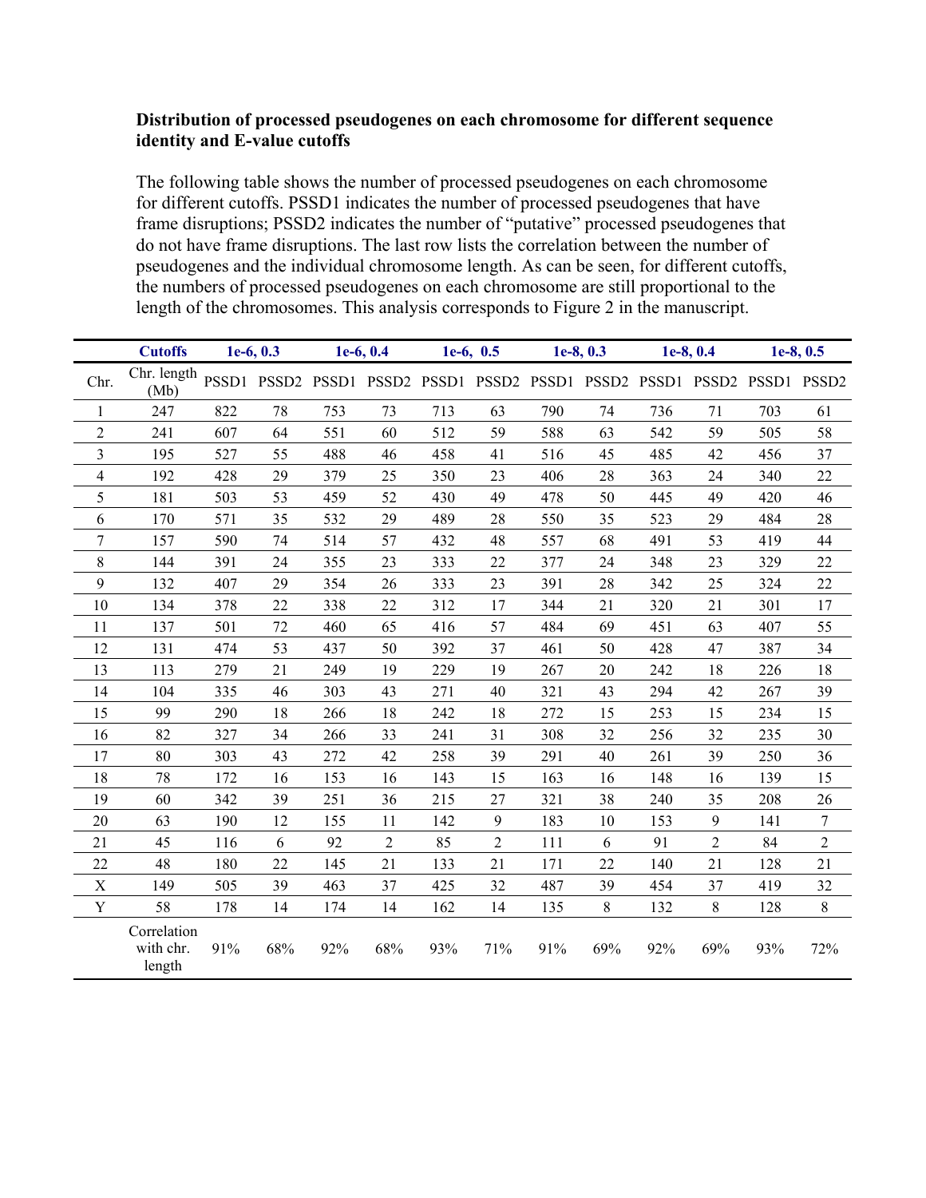### Distribution of processed pseudogenes on each chromosome for different sequence identity and E-value cutoffs

The following table shows the number of processed pseudogenes on each chromosome for different cutoffs. PSSD1 indicates the number of processed pseudogenes that have frame disruptions; PSSD2 indicates the number of "putative" processed pseudogenes that do not have frame disruptions. The last row lists the correlation between the number of pseudogenes and the individual chromosome length. As can be seen, for different cutoffs, the numbers of processed pseudogenes on each chromosome are still proportional to the length of the chromosomes. This analysis corresponds to Figure 2 in the manuscript.

| | **Cutoffs** | **1e-6, 0.3** | | **1e-6, 0.4** | | **1e-6, 0.5** | | **1e-8, 0.3** | | **1e-8, 0.4** | | **1e-8, 0.5** | |
|---|---|---|---|---|---|---|---|---|---|---|---|---|---|
| Chr. | Chr. length (Mb) | PSSD1 | PSSD2 | PSSD1 | PSSD2 | PSSD1 | PSSD2 | PSSD1 | PSSD2 | PSSD1 | PSSD2 | PSSD1 | PSSD2 |
| 1 | 247 | 822 | 78 | 753 | 73 | 713 | 63 | 790 | 74 | 736 | 71 | 703 | 61 |
| 2 | 241 | 607 | 64 | 551 | 60 | 512 | 59 | 588 | 63 | 542 | 59 | 505 | 58 |
| 3 | 195 | 527 | 55 | 488 | 46 | 458 | 41 | 516 | 45 | 485 | 42 | 456 | 37 |
| 4 | 192 | 428 | 29 | 379 | 25 | 350 | 23 | 406 | 28 | 363 | 24 | 340 | 22 |
| 5 | 181 | 503 | 53 | 459 | 52 | 430 | 49 | 478 | 50 | 445 | 49 | 420 | 46 |
| 6 | 170 | 571 | 35 | 532 | 29 | 489 | 28 | 550 | 35 | 523 | 29 | 484 | 28 |
| 7 | 157 | 590 | 74 | 514 | 57 | 432 | 48 | 557 | 68 | 491 | 53 | 419 | 44 |
| 8 | 144 | 391 | 24 | 355 | 23 | 333 | 22 | 377 | 24 | 348 | 23 | 329 | 22 |
| 9 | 132 | 407 | 29 | 354 | 26 | 333 | 23 | 391 | 28 | 342 | 25 | 324 | 22 |
| 10 | 134 | 378 | 22 | 338 | 22 | 312 | 17 | 344 | 21 | 320 | 21 | 301 | 17 |
| 11 | 137 | 501 | 72 | 460 | 65 | 416 | 57 | 484 | 69 | 451 | 63 | 407 | 55 |
| 12 | 131 | 474 | 53 | 437 | 50 | 392 | 37 | 461 | 50 | 428 | 47 | 387 | 34 |
| 13 | 113 | 279 | 21 | 249 | 19 | 229 | 19 | 267 | 20 | 242 | 18 | 226 | 18 |
| 14 | 104 | 335 | 46 | 303 | 43 | 271 | 40 | 321 | 43 | 294 | 42 | 267 | 39 |
| 15 | 99 | 290 | 18 | 266 | 18 | 242 | 18 | 272 | 15 | 253 | 15 | 234 | 15 |
| 16 | 82 | 327 | 34 | 266 | 33 | 241 | 31 | 308 | 32 | 256 | 32 | 235 | 30 |
| 17 | 80 | 303 | 43 | 272 | 42 | 258 | 39 | 291 | 40 | 261 | 39 | 250 | 36 |
| 18 | 78 | 172 | 16 | 153 | 16 | 143 | 15 | 163 | 16 | 148 | 16 | 139 | 15 |
| 19 | 60 | 342 | 39 | 251 | 36 | 215 | 27 | 321 | 38 | 240 | 35 | 208 | 26 |
| 20 | 63 | 190 | 12 | 155 | 11 | 142 | 9 | 183 | 10 | 153 | 9 | 141 | 7 |
| 21 | 45 | 116 | 6 | 92 | 2 | 85 | 2 | 111 | 6 | 91 | 2 | 84 | 2 |
| 22 | 48 | 180 | 22 | 145 | 21 | 133 | 21 | 171 | 22 | 140 | 21 | 128 | 21 |
| X | 149 | 505 | 39 | 463 | 37 | 425 | 32 | 487 | 39 | 454 | 37 | 419 | 32 |
| Y | 58 | 178 | 14 | 174 | 14 | 162 | 14 | 135 | 8 | 132 | 8 | 128 | 8 |
| | Correlation with chr. length | 91% | 68% | 92% | 68% | 93% | 71% | 91% | 69% | 92% | 69% | 93% | 72% |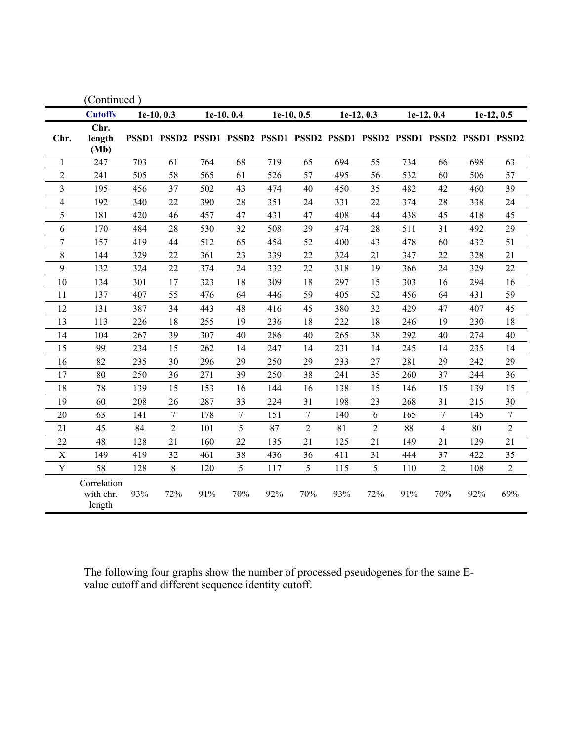(Continued )

| Chr. | Cutoffs | 1e-10, 0.3 | | 1e-10, 0.4 | | 1e-10, 0.5 | | 1e-12, 0.3 | | 1e-12, 0.4 | | 1e-12, 0.5 | |
|---|---|---|---|---|---|---|---|---|---|---|---|---|---|
| | Chr. length (Mb) | PSSD1 | PSSD2 | PSSD1 | PSSD2 | PSSD1 | PSSD2 | PSSD1 | PSSD2 | PSSD1 | PSSD2 | PSSD1 | PSSD2 |
| 1 | 247 | 703 | 61 | 764 | 68 | 719 | 65 | 694 | 55 | 734 | 66 | 698 | 63 |
| 2 | 241 | 505 | 58 | 565 | 61 | 526 | 57 | 495 | 56 | 532 | 60 | 506 | 57 |
| 3 | 195 | 456 | 37 | 502 | 43 | 474 | 40 | 450 | 35 | 482 | 42 | 460 | 39 |
| 4 | 192 | 340 | 22 | 390 | 28 | 351 | 24 | 331 | 22 | 374 | 28 | 338 | 24 |
| 5 | 181 | 420 | 46 | 457 | 47 | 431 | 47 | 408 | 44 | 438 | 45 | 418 | 45 |
| 6 | 170 | 484 | 28 | 530 | 32 | 508 | 29 | 474 | 28 | 511 | 31 | 492 | 29 |
| 7 | 157 | 419 | 44 | 512 | 65 | 454 | 52 | 400 | 43 | 478 | 60 | 432 | 51 |
| 8 | 144 | 329 | 22 | 361 | 23 | 339 | 22 | 324 | 21 | 347 | 22 | 328 | 21 |
| 9 | 132 | 324 | 22 | 374 | 24 | 332 | 22 | 318 | 19 | 366 | 24 | 329 | 22 |
| 10 | 134 | 301 | 17 | 323 | 18 | 309 | 18 | 297 | 15 | 303 | 16 | 294 | 16 |
| 11 | 137 | 407 | 55 | 476 | 64 | 446 | 59 | 405 | 52 | 456 | 64 | 431 | 59 |
| 12 | 131 | 387 | 34 | 443 | 48 | 416 | 45 | 380 | 32 | 429 | 47 | 407 | 45 |
| 13 | 113 | 226 | 18 | 255 | 19 | 236 | 18 | 222 | 18 | 246 | 19 | 230 | 18 |
| 14 | 104 | 267 | 39 | 307 | 40 | 286 | 40 | 265 | 38 | 292 | 40 | 274 | 40 |
| 15 | 99 | 234 | 15 | 262 | 14 | 247 | 14 | 231 | 14 | 245 | 14 | 235 | 14 |
| 16 | 82 | 235 | 30 | 296 | 29 | 250 | 29 | 233 | 27 | 281 | 29 | 242 | 29 |
| 17 | 80 | 250 | 36 | 271 | 39 | 250 | 38 | 241 | 35 | 260 | 37 | 244 | 36 |
| 18 | 78 | 139 | 15 | 153 | 16 | 144 | 16 | 138 | 15 | 146 | 15 | 139 | 15 |
| 19 | 60 | 208 | 26 | 287 | 33 | 224 | 31 | 198 | 23 | 268 | 31 | 215 | 30 |
| 20 | 63 | 141 | 7 | 178 | 7 | 151 | 7 | 140 | 6 | 165 | 7 | 145 | 7 |
| 21 | 45 | 84 | 2 | 101 | 5 | 87 | 2 | 81 | 2 | 88 | 4 | 80 | 2 |
| 22 | 48 | 128 | 21 | 160 | 22 | 135 | 21 | 125 | 21 | 149 | 21 | 129 | 21 |
| X | 149 | 419 | 32 | 461 | 38 | 436 | 36 | 411 | 31 | 444 | 37 | 422 | 35 |
| Y | 58 | 128 | 8 | 120 | 5 | 117 | 5 | 115 | 5 | 110 | 2 | 108 | 2 |
| | Correlation with chr. length | 93% | 72% | 91% | 70% | 92% | 70% | 93% | 72% | 91% | 70% | 92% | 69% |

The following four graphs show the number of processed pseudogenes for the same E-value cutoff and different sequence identity cutoff.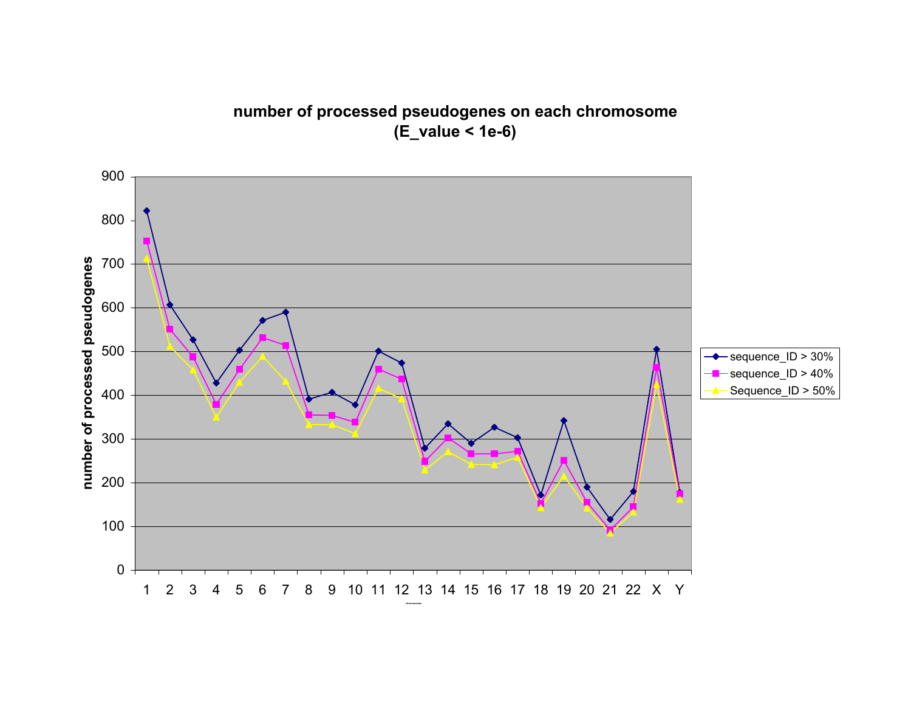**number of processed pseudogenes on each chromosome (E_value < 1e-6)**

number of processed pseudogenes

sequence_ID > 30%

sequence_ID > 40%

Sequence_ID > 50%

1 2 3 4 5 6 7 8 9 10 11 12 13 14 15 16 17 18 19 20 21 22 X Y

chromosomes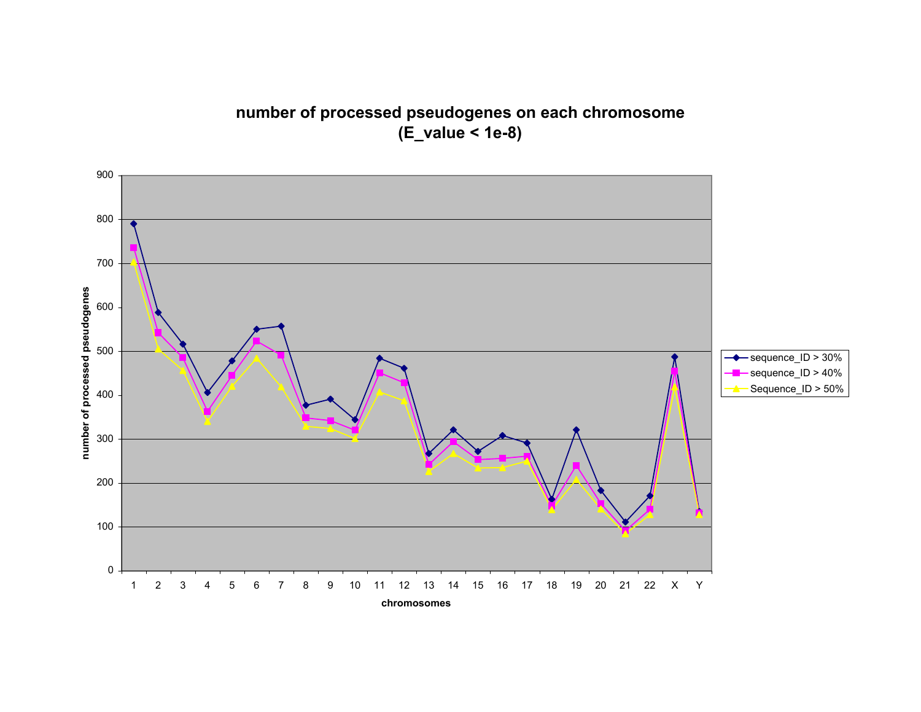**number of processed pseudogenes on each chromosome**
**(E_value < 1e-8)**

number of processed pseudogenes

chromosomes

- sequence_ID > 30%
- sequence_ID > 40%
- Sequence_ID > 50%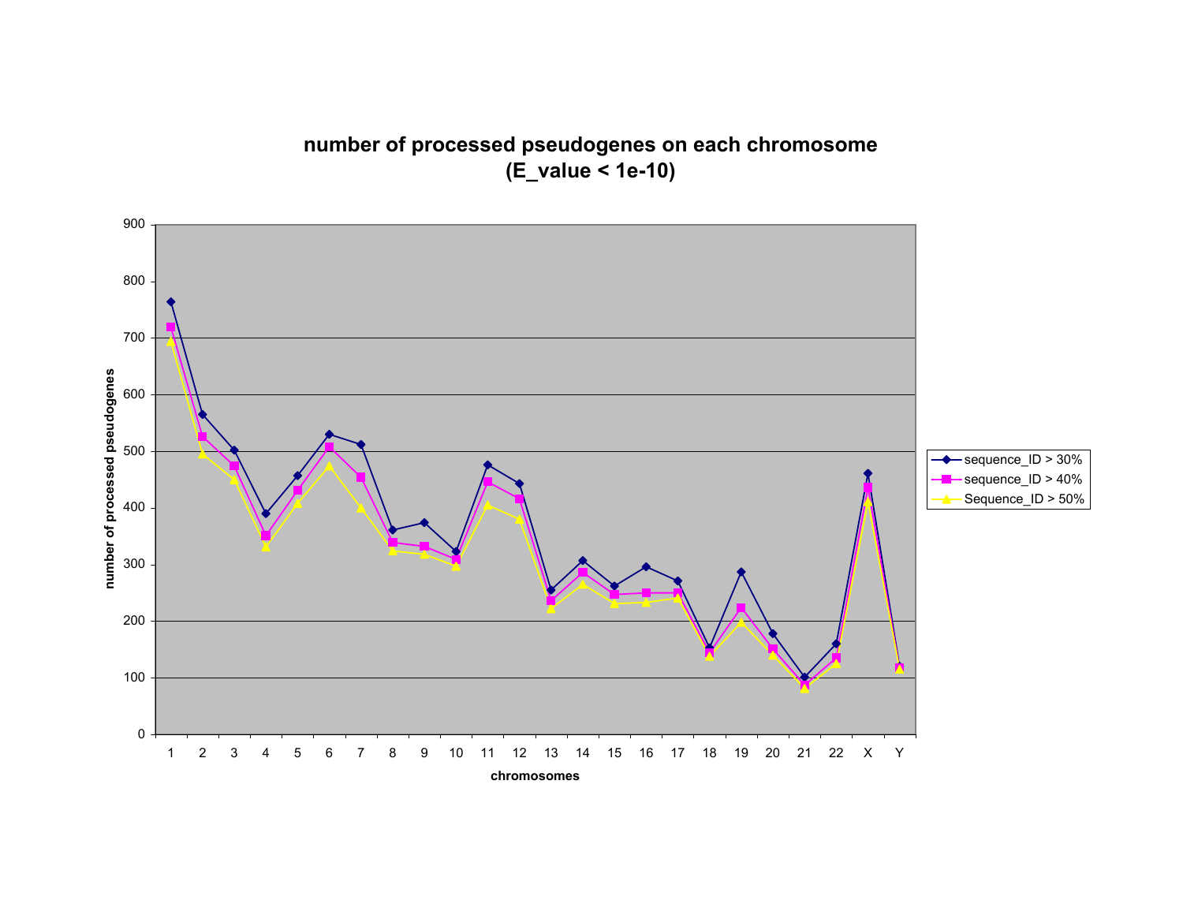**number of processed pseudogenes on each chromosome (E_value < 1e-10)**

number of processed pseudogenes

chromosomes

- sequence_ID > 30%
- sequence_ID > 40%
- Sequence_ID > 50%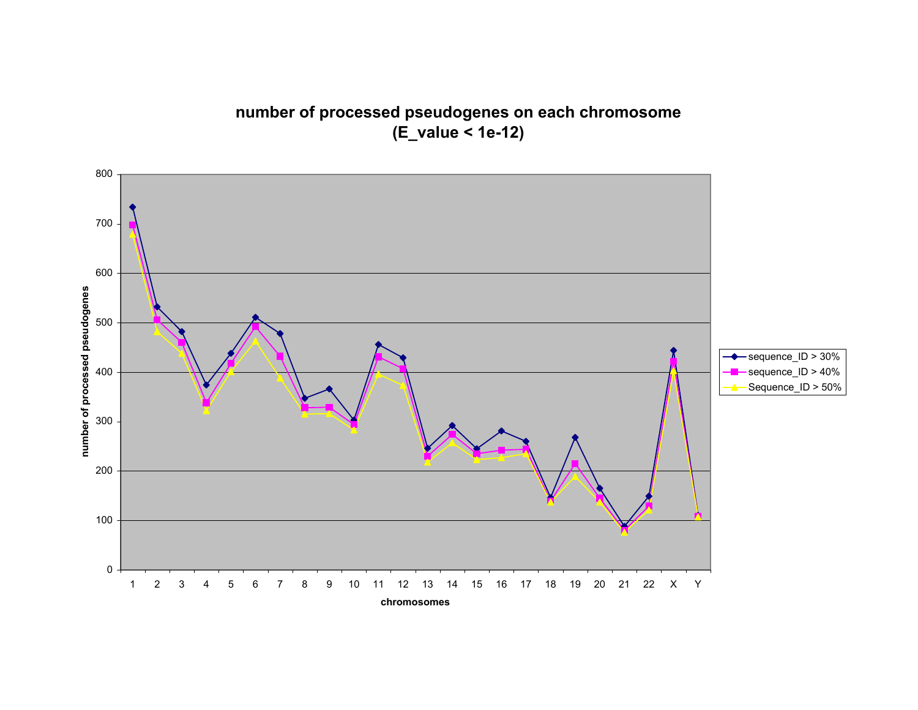## number of processed pseudogenes on each chromosome
## (E_value < 1e-12)

number of processed pseudogenes

chromosomes

- sequence_ID > 30%
- sequence_ID > 40%
- Sequence_ID > 50%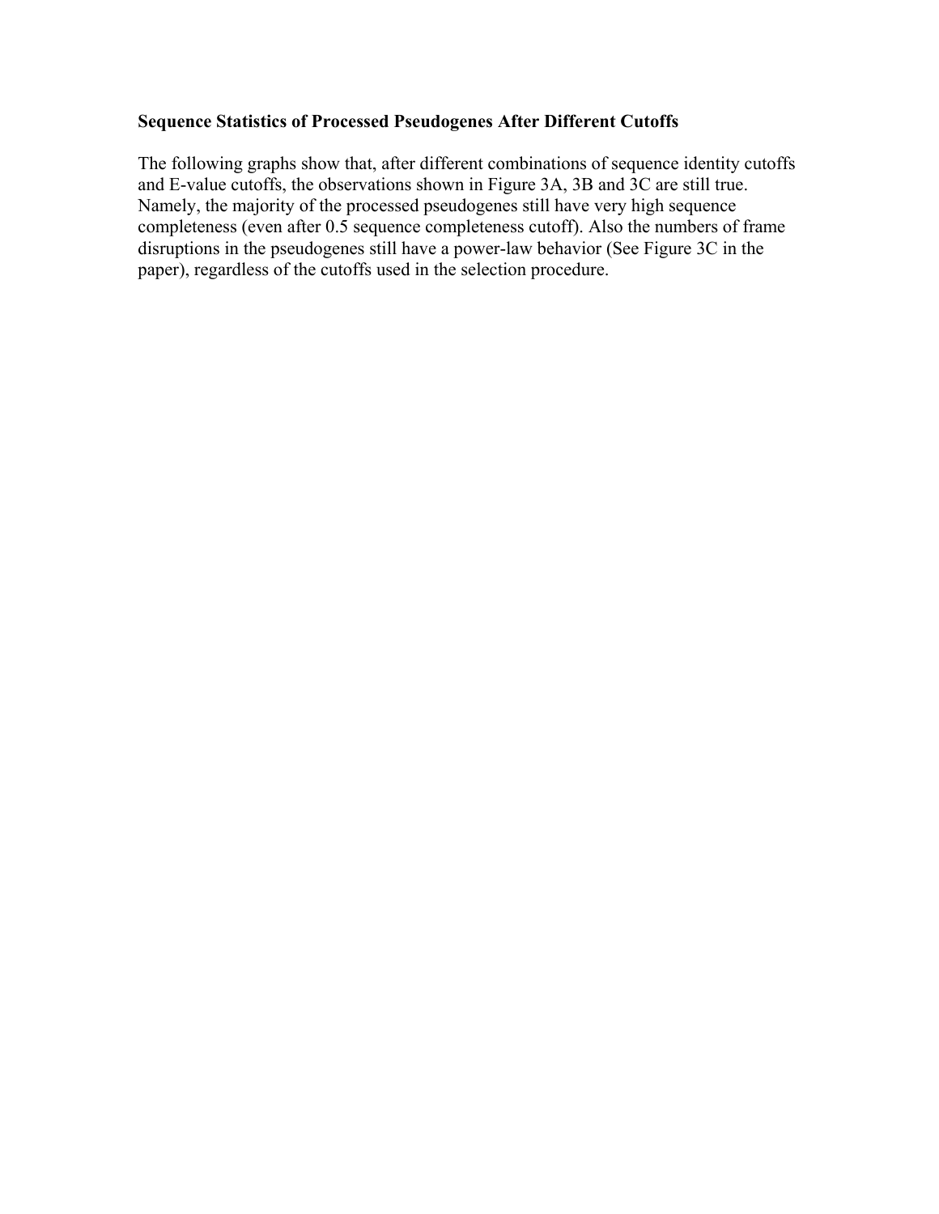**Sequence Statistics of Processed Pseudogenes After Different Cutoffs**

The following graphs show that, after different combinations of sequence identity cutoffs and E-value cutoffs, the observations shown in Figure 3A, 3B and 3C are still true. Namely, the majority of the processed pseudogenes still have very high sequence completeness (even after 0.5 sequence completeness cutoff). Also the numbers of frame disruptions in the pseudogenes still have a power-law behavior (See Figure 3C in the paper), regardless of the cutoffs used in the selection procedure.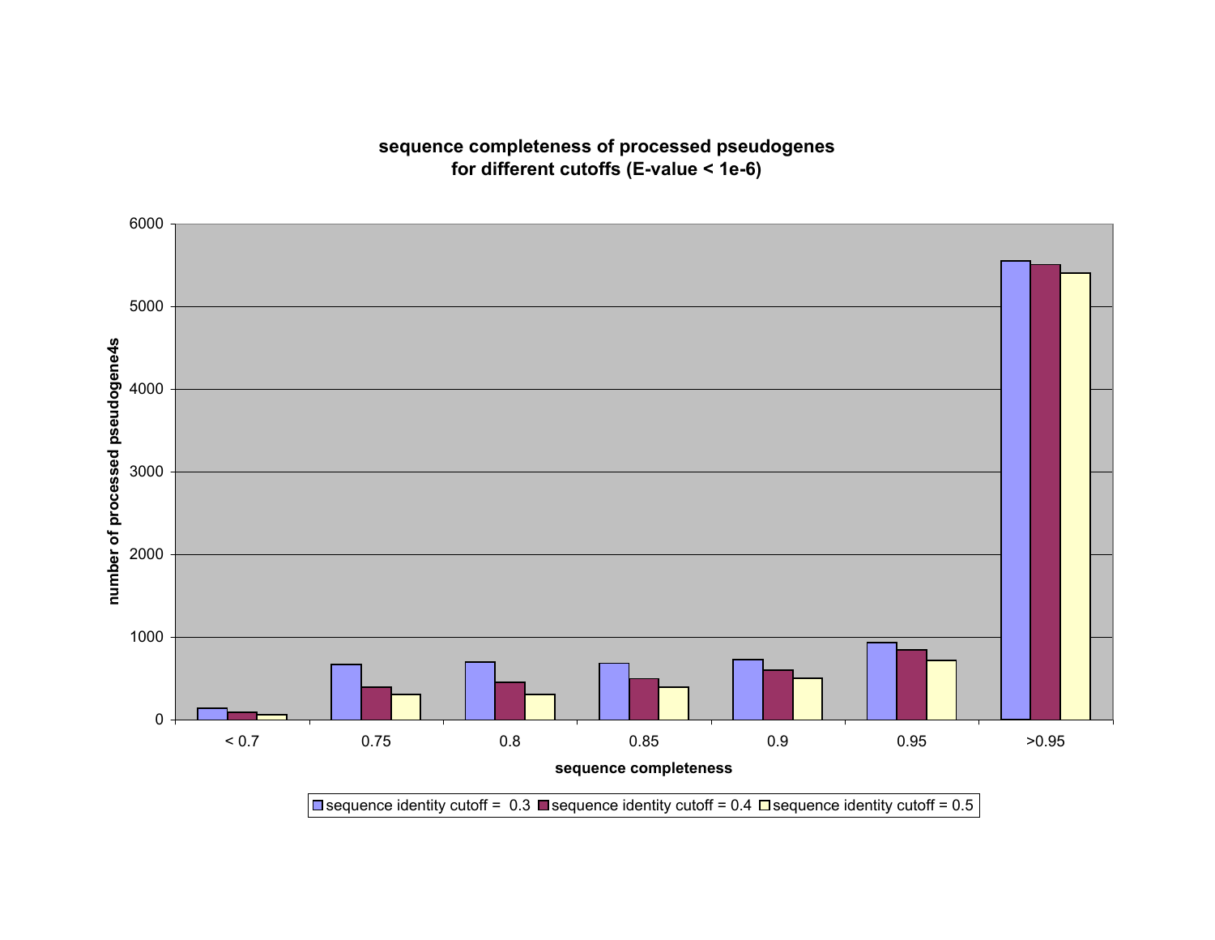**sequence completeness of processed pseudogenes**
**for different cutoffs (E-value < 1e-6)**

| sequence completeness | sequence identity cutoff = 0.3 | sequence identity cutoff = 0.4 | sequence identity cutoff = 0.5 |
|---|---|---|---|
| < 0.7 | ~140 | ~90 | ~60 |
| 0.75 | ~670 | ~390 | ~310 |
| 0.8 | ~700 | ~450 | ~310 |
| 0.85 | ~680 | ~500 | ~390 |
| 0.9 | ~730 | ~600 | ~500 |
| 0.95 | ~930 | ~840 | ~720 |
| >0.95 | ~5550 | ~5500 | ~5400 |

y-axis: number of processed pseudogene4s (0–6000)

x-axis: sequence completeness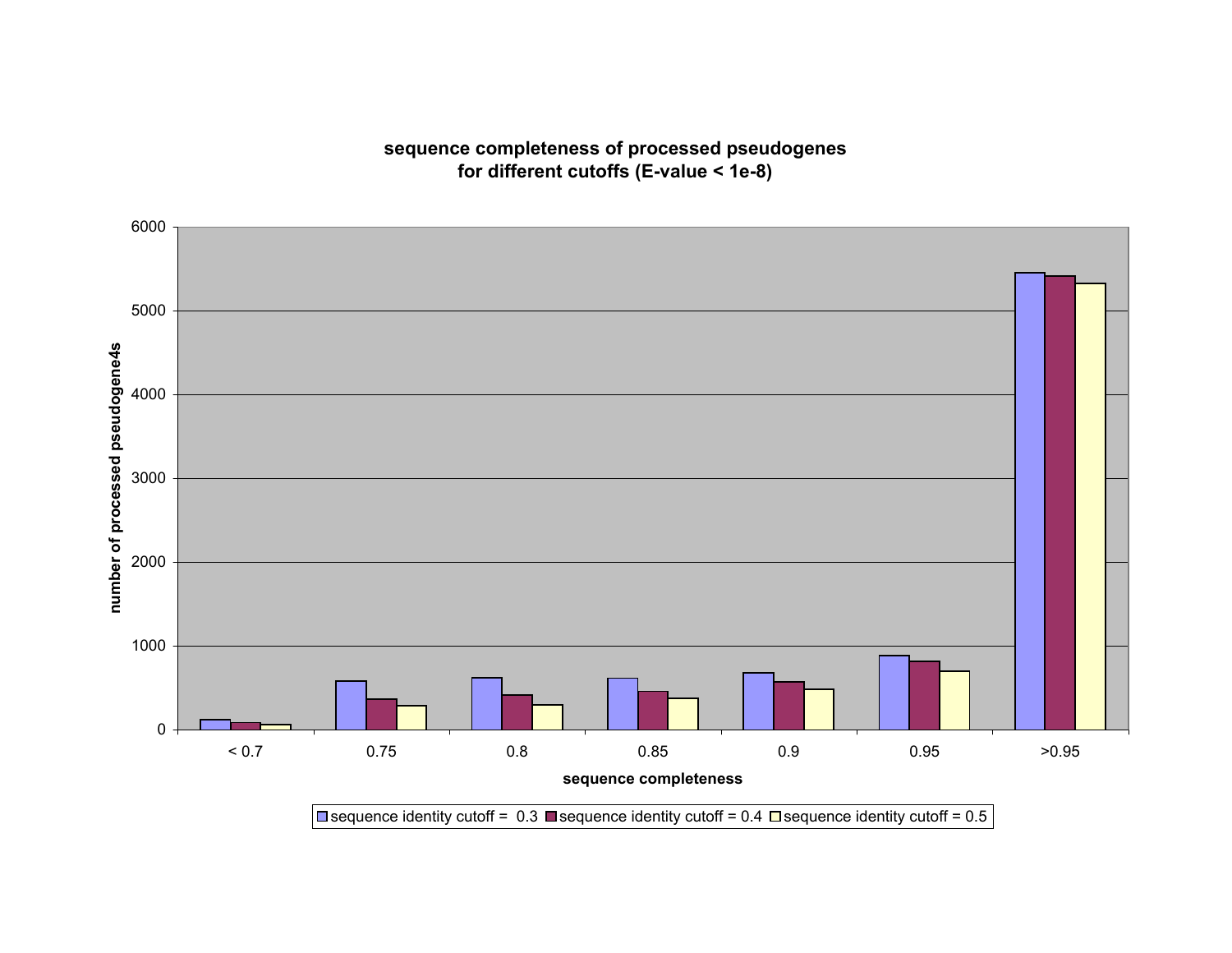**sequence completeness of processed pseudogenes for different cutoffs (E-value < 1e-8)**

number of processed pseudogene4s

sequence completeness

| sequence completeness | sequence identity cutoff = 0.3 | sequence identity cutoff = 0.4 | sequence identity cutoff = 0.5 |
|---|---|---|---|
| < 0.7 | | | |
| 0.75 | | | |
| 0.8 | | | |
| 0.85 | | | |
| 0.9 | | | |
| 0.95 | | | |
| >0.95 | | | |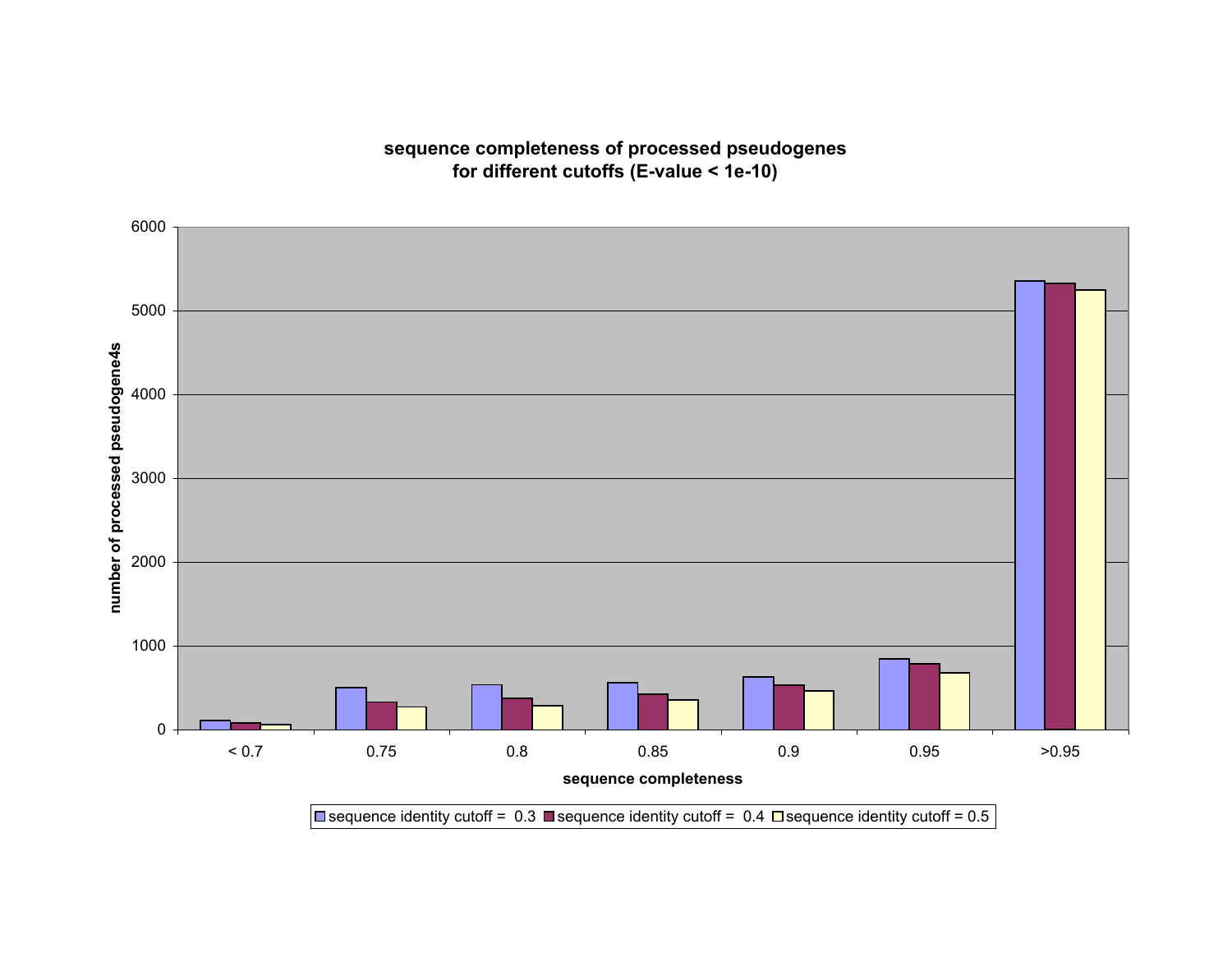**sequence completeness of processed pseudogenes for different cutoffs (E-value < 1e-10)**

number of processed pseudogene4s

6000
5000
4000
3000
2000
1000
0

< 0.7 | 0.75 | 0.8 | 0.85 | 0.9 | 0.95 | >0.95

sequence completeness

sequence identity cutoff = 0.3 | sequence identity cutoff = 0.4 | sequence identity cutoff = 0.5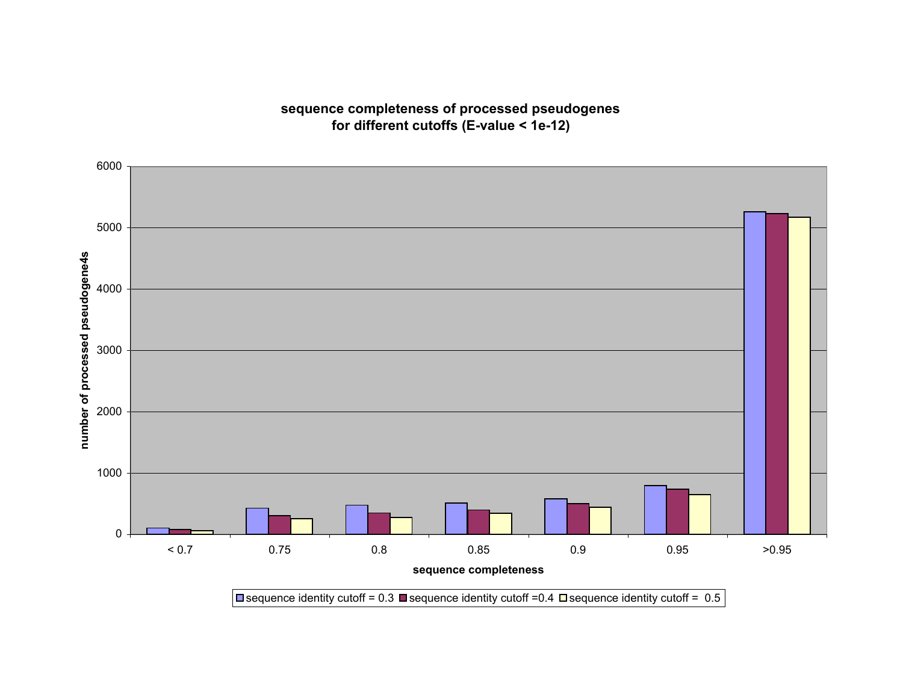**sequence completeness of processed pseudogenes for different cutoffs (E-value < 1e-12)**

number of processed pseudogene4s

6000
5000
4000
3000
2000
1000
0

< 0.7 | 0.75 | 0.8 | 0.85 | 0.9 | 0.95 | >0.95

sequence completeness

sequence identity cutoff = 0.3 | sequence identity cutoff =0.4 | sequence identity cutoff = 0.5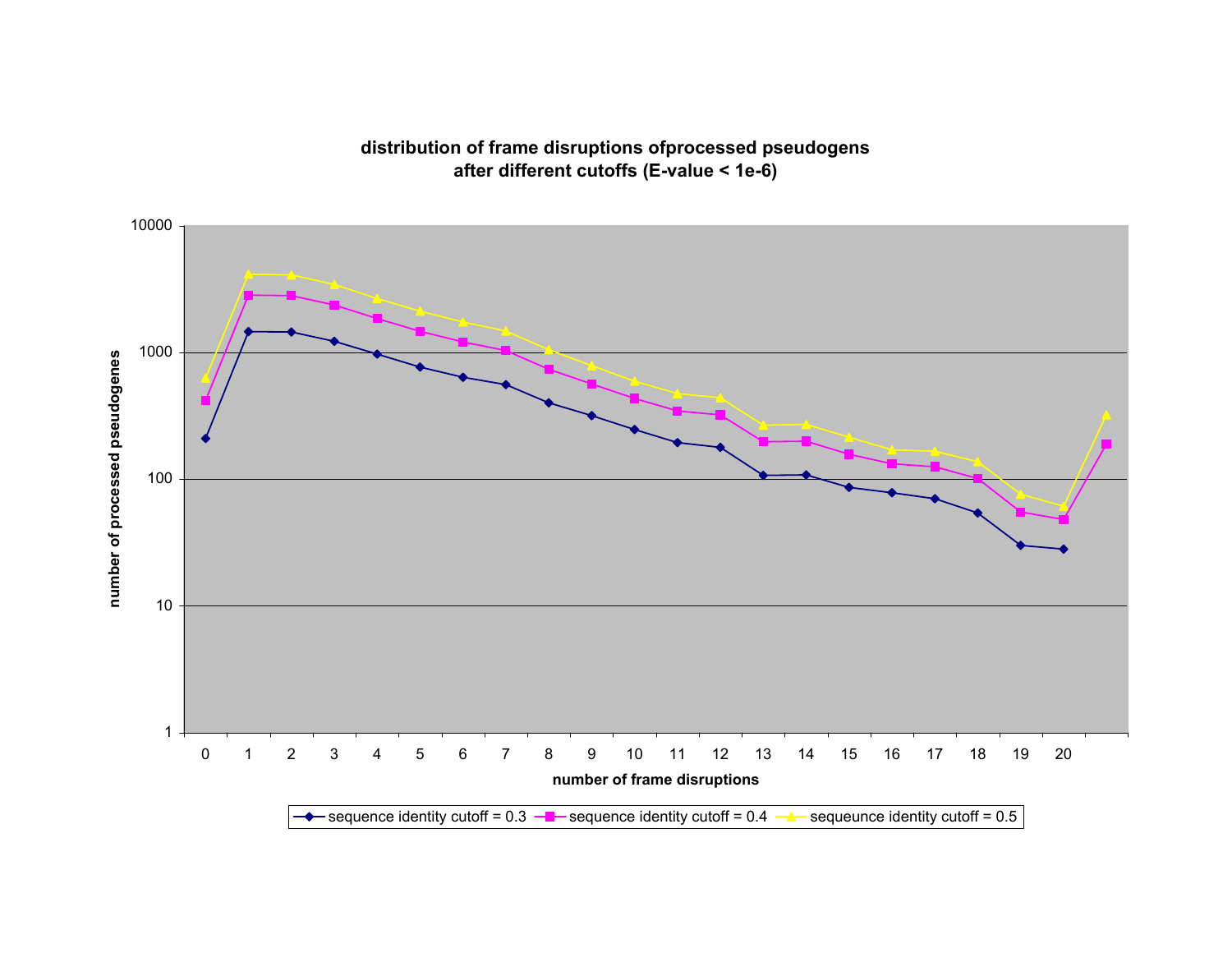**distribution of frame disruptions ofprocessed pseudogens after different cutoffs (E-value < 1e-6)**

number of processed pseudogenes

number of frame disruptions

sequence identity cutoff = 0.3 | sequence identity cutoff = 0.4 | sequeunce identity cutoff = 0.5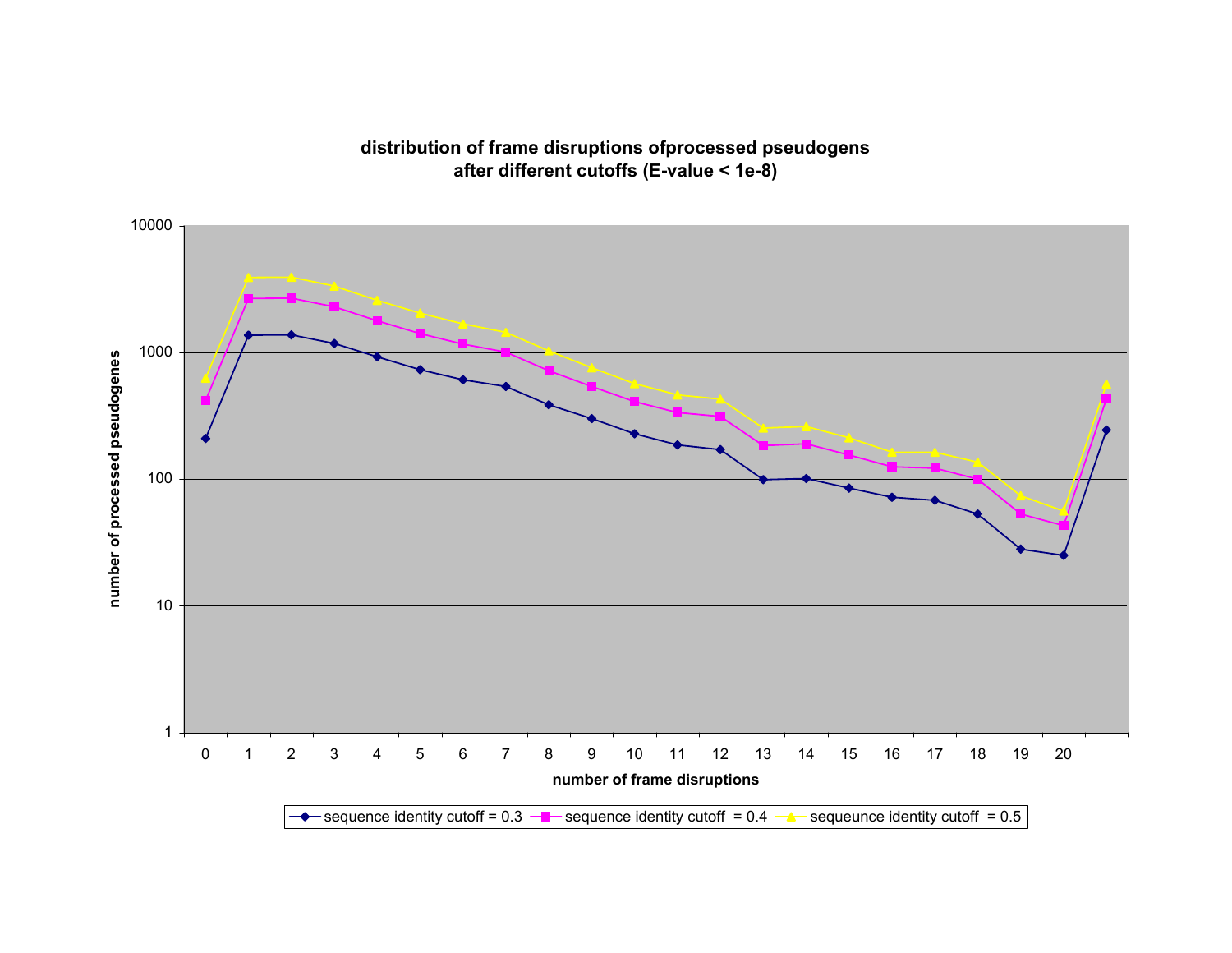**distribution of frame disruptions ofprocessed pseudogens after different cutoffs (E-value < 1e-8)**

number of processed pseudogenes

number of frame disruptions

0 1 2 3 4 5 6 7 8 9 10 11 12 13 14 15 16 17 18 19 20

10000, 1000, 100, 10, 1

sequence identity cutoff = 0.3 — sequence identity cutoff = 0.4 — sequeunce identity cutoff = 0.5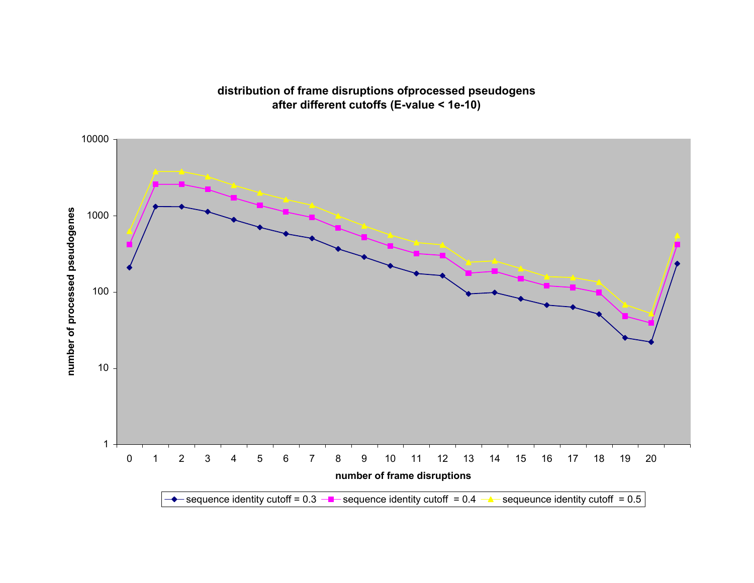**distribution of frame disruptions ofprocessed pseudogens after different cutoffs (E-value < 1e-10)**

number of processed pseudogenes

number of frame disruptions

sequence identity cutoff = 0.3 | sequence identity cutoff = 0.4 | sequeunce identity cutoff = 0.5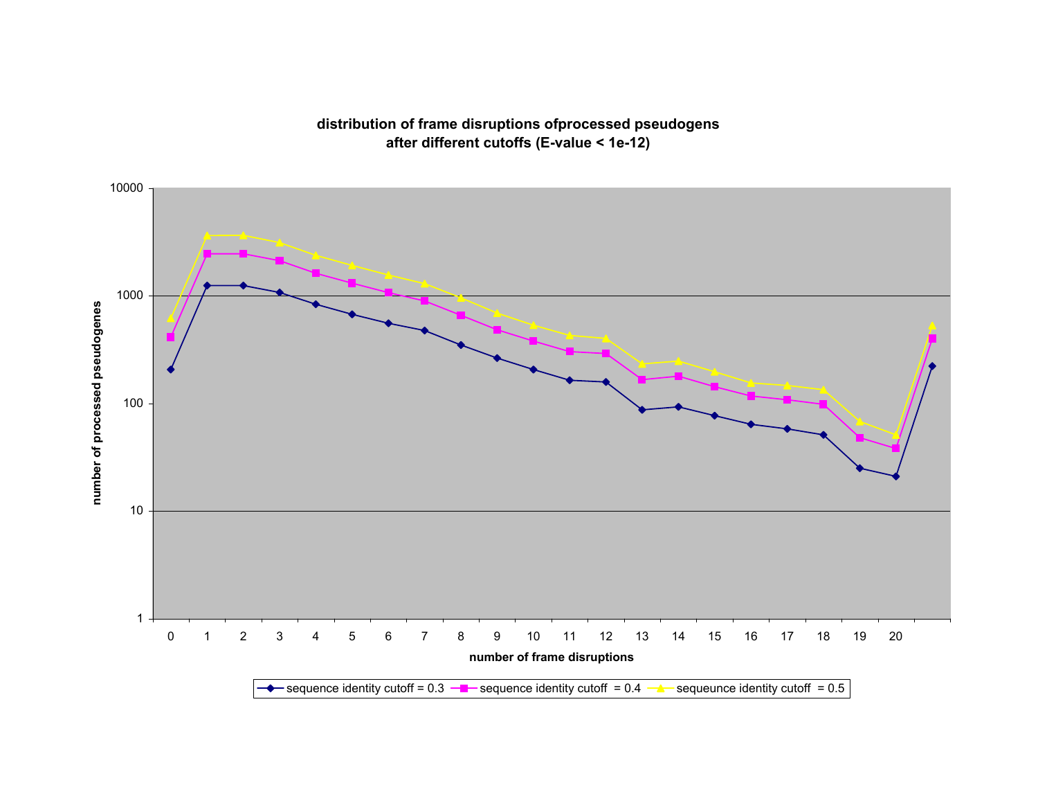distribution of frame disruptions ofprocessed pseudogens
after different cutoffs (E-value < 1e-12)

number of processed pseudogenes

number of frame disruptions

sequence identity cutoff = 0.3 | sequence identity cutoff = 0.4 | sequeunce identity cutoff = 0.5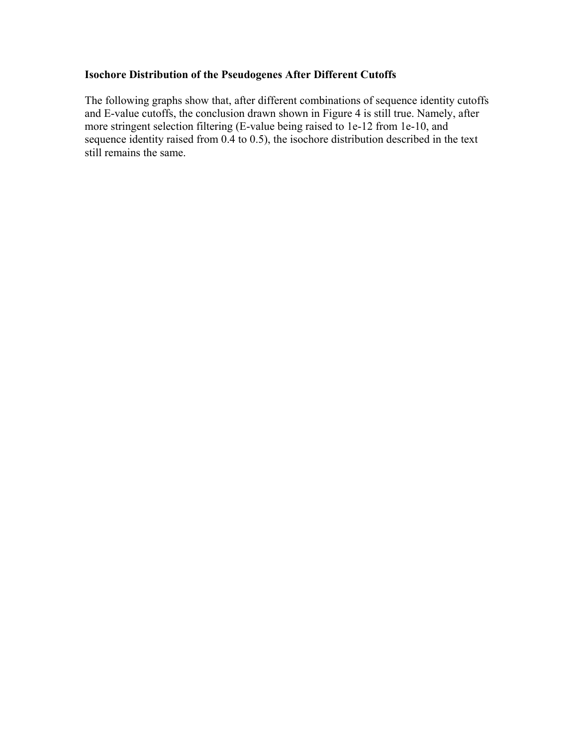**Isochore Distribution of the Pseudogenes After Different Cutoffs**

The following graphs show that, after different combinations of sequence identity cutoffs and E-value cutoffs, the conclusion drawn shown in Figure 4 is still true. Namely, after more stringent selection filtering (E-value being raised to 1e-12 from 1e-10, and sequence identity raised from 0.4 to 0.5), the isochore distribution described in the text still remains the same.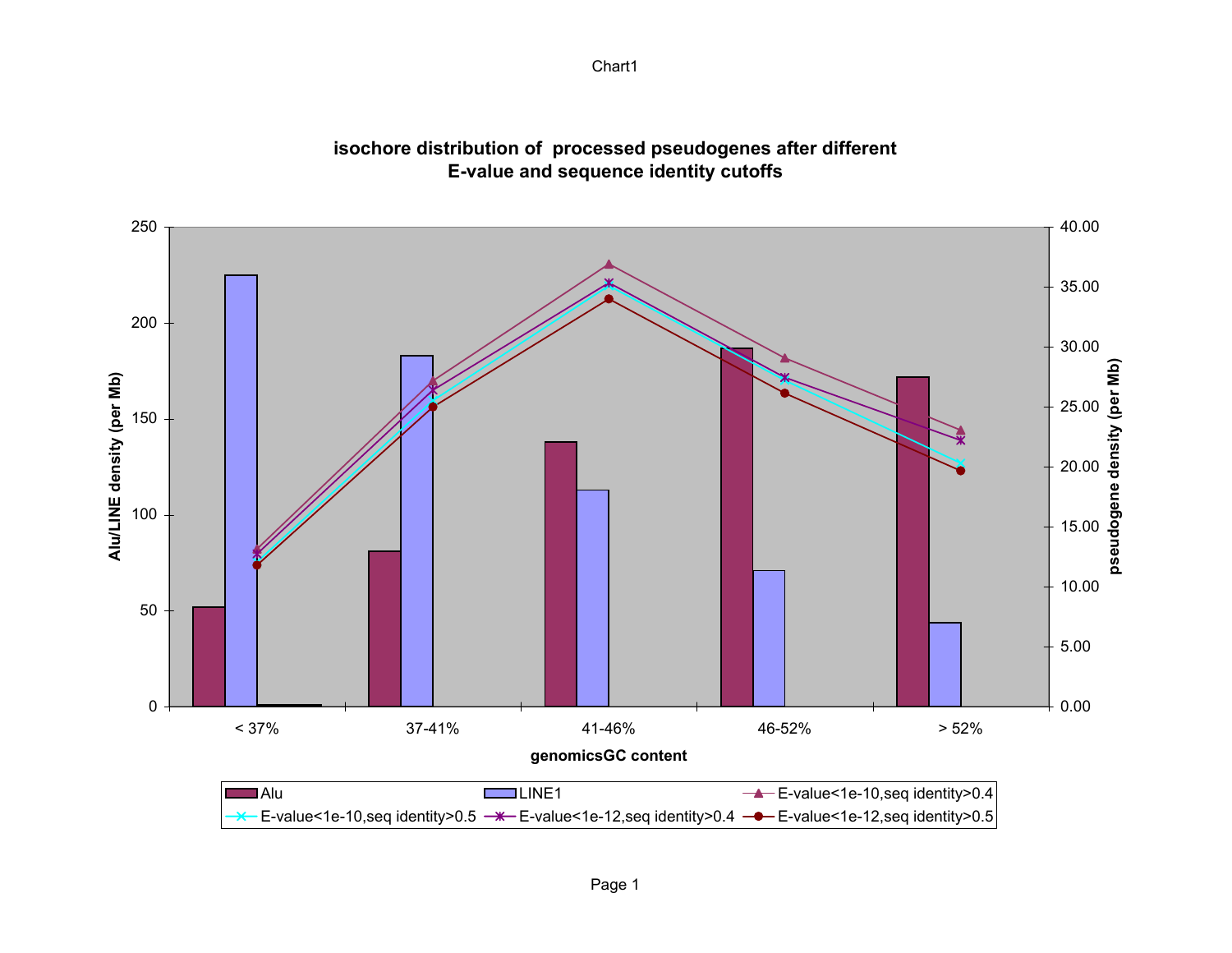Chart1

**isochore distribution of processed pseudogenes after different E-value and sequence identity cutoffs**

Left axis: Alu/LINE density (per Mb) — 0, 50, 100, 150, 200, 250

Right axis: pseudogene density (per Mb) — 0.00, 5.00, 10.00, 15.00, 20.00, 25.00, 30.00, 35.00, 40.00

X axis: genomicsGC content — < 37%, 37-41%, 41-46%, 46-52%, > 52%

Legend: Alu; LINE1; E-value<1e-10,seq identity>0.4; E-value<1e-10,seq identity>0.5; E-value<1e-12,seq identity>0.4; E-value<1e-12,seq identity>0.5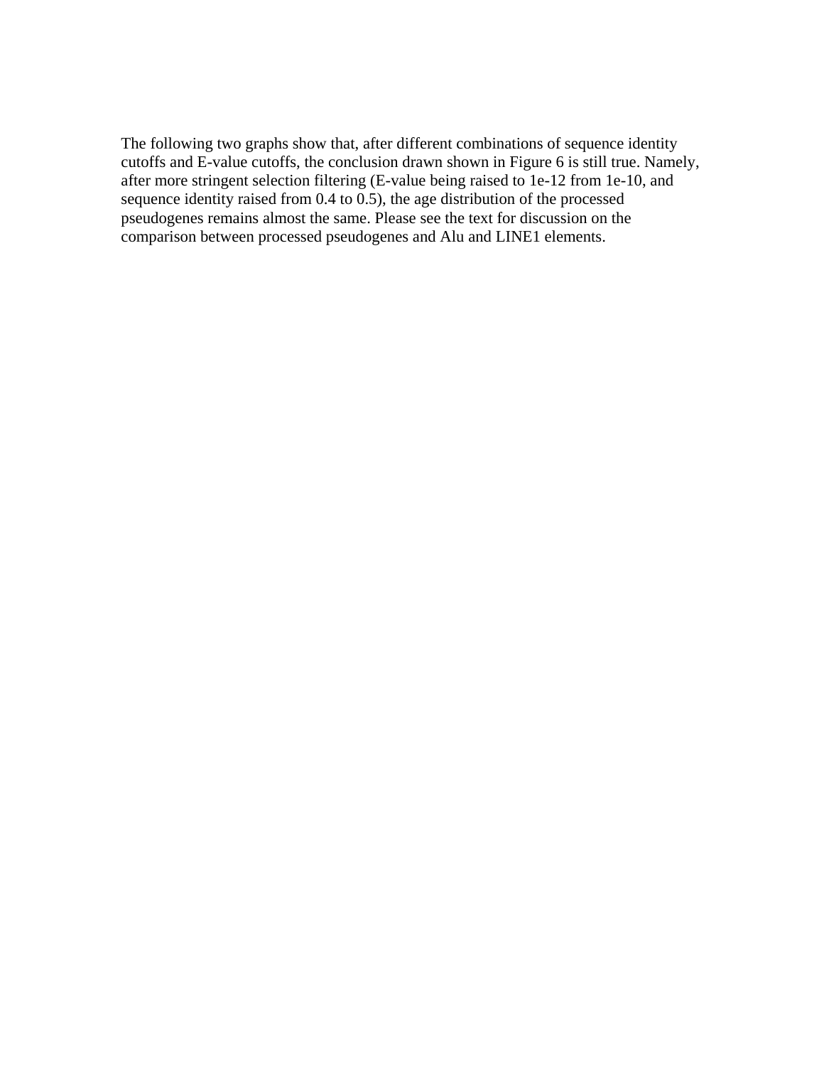The following two graphs show that, after different combinations of sequence identity cutoffs and E-value cutoffs, the conclusion drawn shown in Figure 6 is still true. Namely, after more stringent selection filtering (E-value being raised to 1e-12 from 1e-10, and sequence identity raised from 0.4 to 0.5), the age distribution of the processed pseudogenes remains almost the same. Please see the text for discussion on the comparison between processed pseudogenes and Alu and LINE1 elements.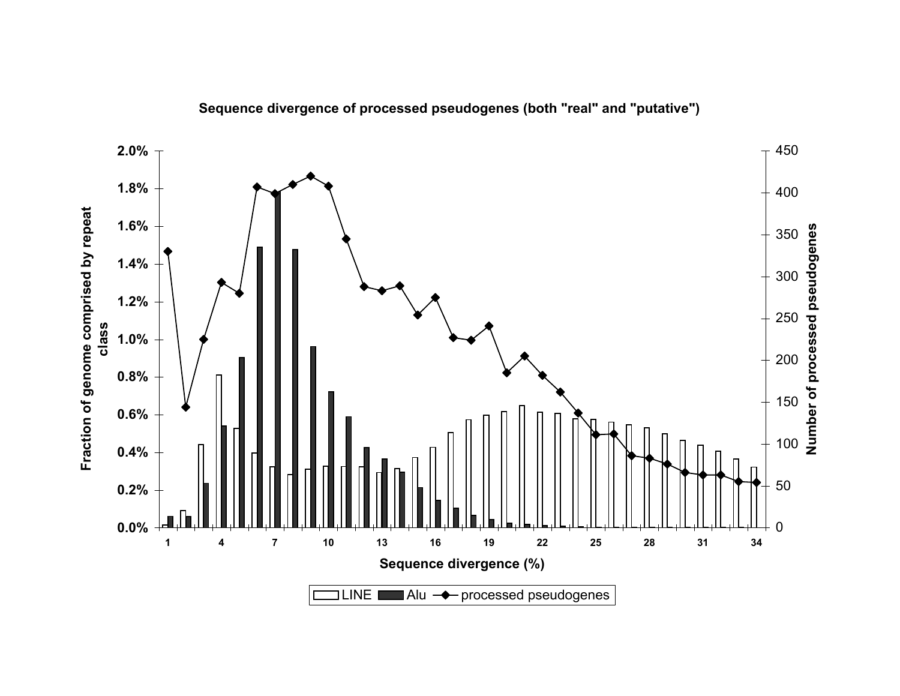**Sequence divergence of processed pseudogenes (both "real" and "putative")**

Fraction of genome comprised by repeat class

Number of processed pseudogenes

Sequence divergence (%)

LINE | Alu | processed pseudogenes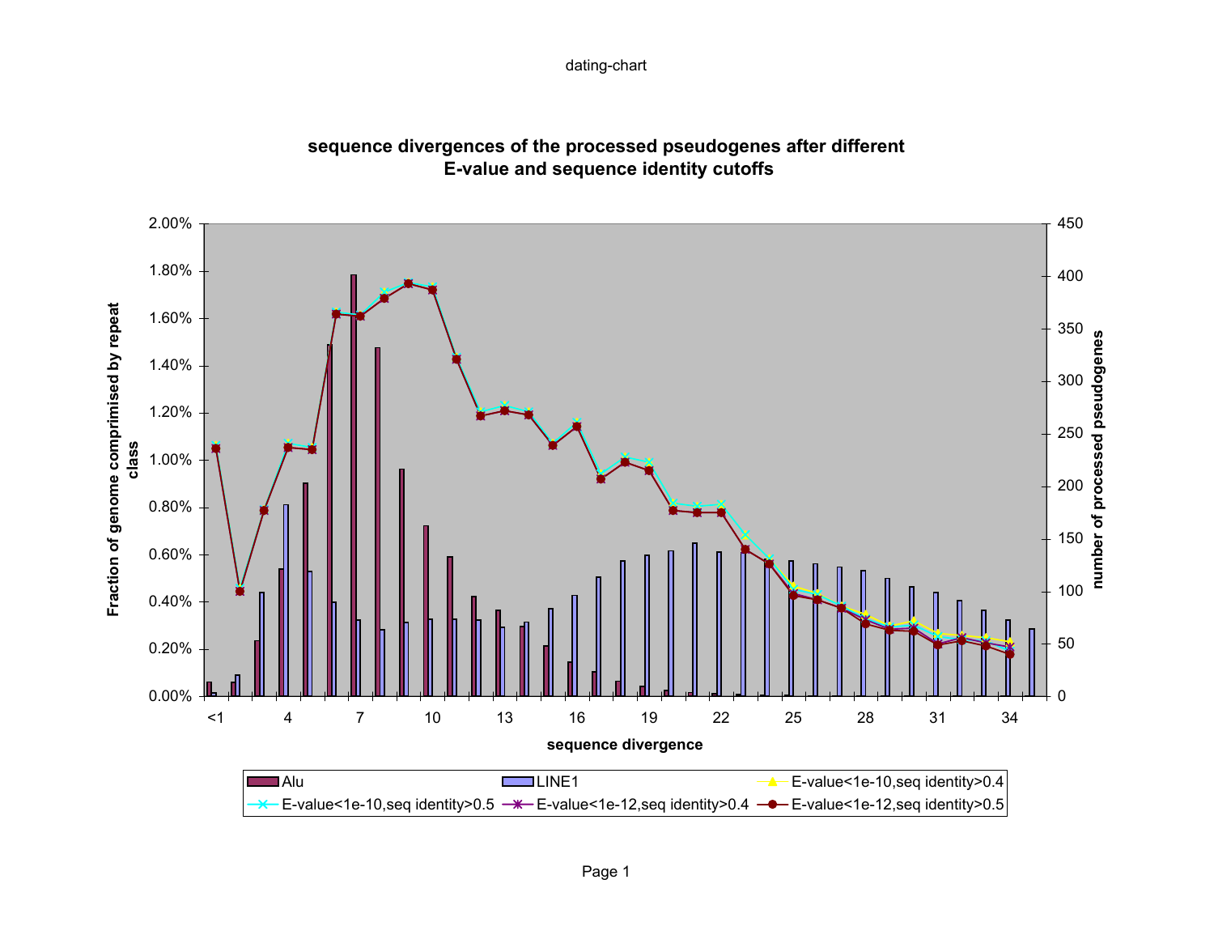dating-chart

**sequence divergences of the processed pseudogenes after different E-value and sequence identity cutoffs**

Fraction of genome comprimised by repeat class

2.00%
1.80%
1.60%
1.40%
1.20%
1.00%
0.80%
0.60%
0.40%
0.20%
0.00%

number of processed pseudogenes

450
400
350
300
250
200
150
100
50
0

<1 4 7 10 13 16 19 22 25 28 31 34

sequence divergence

Alu
LINE1
E-value<1e-10,seq identity>0.4
E-value<1e-10,seq identity>0.5
E-value<1e-12,seq identity>0.4
E-value<1e-12,seq identity>0.5